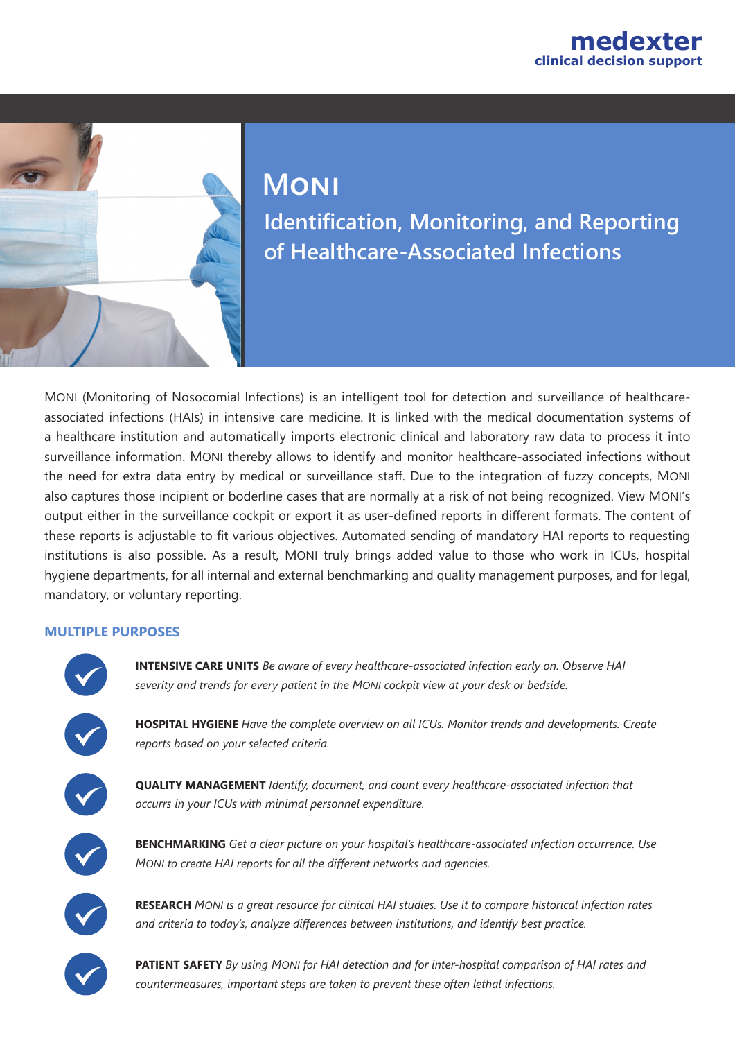medexter
clinical decision support

# Moni

## Identification, Monitoring, and Reporting of Healthcare-Associated Infections

Moni (Monitoring of Nosocomial Infections) is an intelligent tool for detection and surveillance of healthcare-associated infections (HAIs) in intensive care medicine. It is linked with the medical documentation systems of a healthcare institution and automatically imports electronic clinical and laboratory raw data to process it into surveillance information. Moni thereby allows to identify and monitor healthcare-associated infections without the need for extra data entry by medical or surveillance staff. Due to the integration of fuzzy concepts, Moni also captures those incipient or boderline cases that are normally at a risk of not being recognized. View Moni's output either in the surveillance cockpit or export it as user-defined reports in different formats. The content of these reports is adjustable to fit various objectives. Automated sending of mandatory HAI reports to requesting institutions is also possible. As a result, Moni truly brings added value to those who work in ICUs, hospital hygiene departments, for all internal and external benchmarking and quality management purposes, and for legal, mandatory, or voluntary reporting.

### MULTIPLE PURPOSES

- **INTENSIVE CARE UNITS** *Be aware of every healthcare-associated infection early on. Observe HAI severity and trends for every patient in the Moni cockpit view at your desk or bedside.*
- **HOSPITAL HYGIENE** *Have the complete overview on all ICUs. Monitor trends and developments. Create reports based on your selected criteria.*
- **QUALITY MANAGEMENT** *Identify, document, and count every healthcare-associated infection that occurrs in your ICUs with minimal personnel expenditure.*
- **BENCHMARKING** *Get a clear picture on your hospital's healthcare-associated infection occurrence. Use Moni to create HAI reports for all the different networks and agencies.*
- **RESEARCH** *Moni is a great resource for clinical HAI studies. Use it to compare historical infection rates and criteria to today's, analyze differences between institutions, and identify best practice.*
- **PATIENT SAFETY** *By using Moni for HAI detection and for inter-hospital comparison of HAI rates and countermeasures, important steps are taken to prevent these often lethal infections.*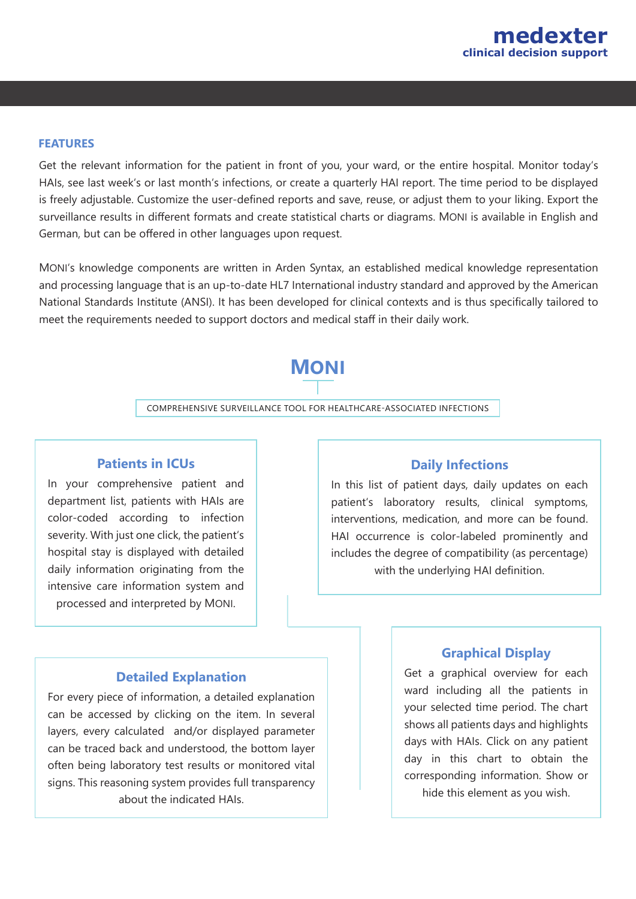## FEATURES

Get the relevant information for the patient in front of you, your ward, or the entire hospital. Monitor today's HAIs, see last week's or last month's infections, or create a quarterly HAI report. The time period to be displayed is freely adjustable. Customize the user-defined reports and save, reuse, or adjust them to your liking. Export the surveillance results in different formats and create statistical charts or diagrams. MONI is available in English and German, but can be offered in other languages upon request.

MONI's knowledge components are written in Arden Syntax, an established medical knowledge representation and processing language that is an up-to-date HL7 International industry standard and approved by the American National Standards Institute (ANSI). It has been developed for clinical contexts and is thus specifically tailored to meet the requirements needed to support doctors and medical staff in their daily work.

## MONI

COMPREHENSIVE SURVEILLANCE TOOL FOR HEALTHCARE-ASSOCIATED INFECTIONS

### Patients in ICUs

In your comprehensive patient and department list, patients with HAIs are color-coded according to infection severity. With just one click, the patient's hospital stay is displayed with detailed daily information originating from the intensive care information system and processed and interpreted by MONI.

### Daily Infections

In this list of patient days, daily updates on each patient's laboratory results, clinical symptoms, interventions, medication, and more can be found. HAI occurrence is color-labeled prominently and includes the degree of compatibility (as percentage) with the underlying HAI definition.

### Detailed Explanation

For every piece of information, a detailed explanation can be accessed by clicking on the item. In several layers, every calculated and/or displayed parameter can be traced back and understood, the bottom layer often being laboratory test results or monitored vital signs. This reasoning system provides full transparency about the indicated HAIs.

### Graphical Display

Get a graphical overview for each ward including all the patients in your selected time period. The chart shows all patients days and highlights days with HAIs. Click on any patient day in this chart to obtain the corresponding information. Show or hide this element as you wish.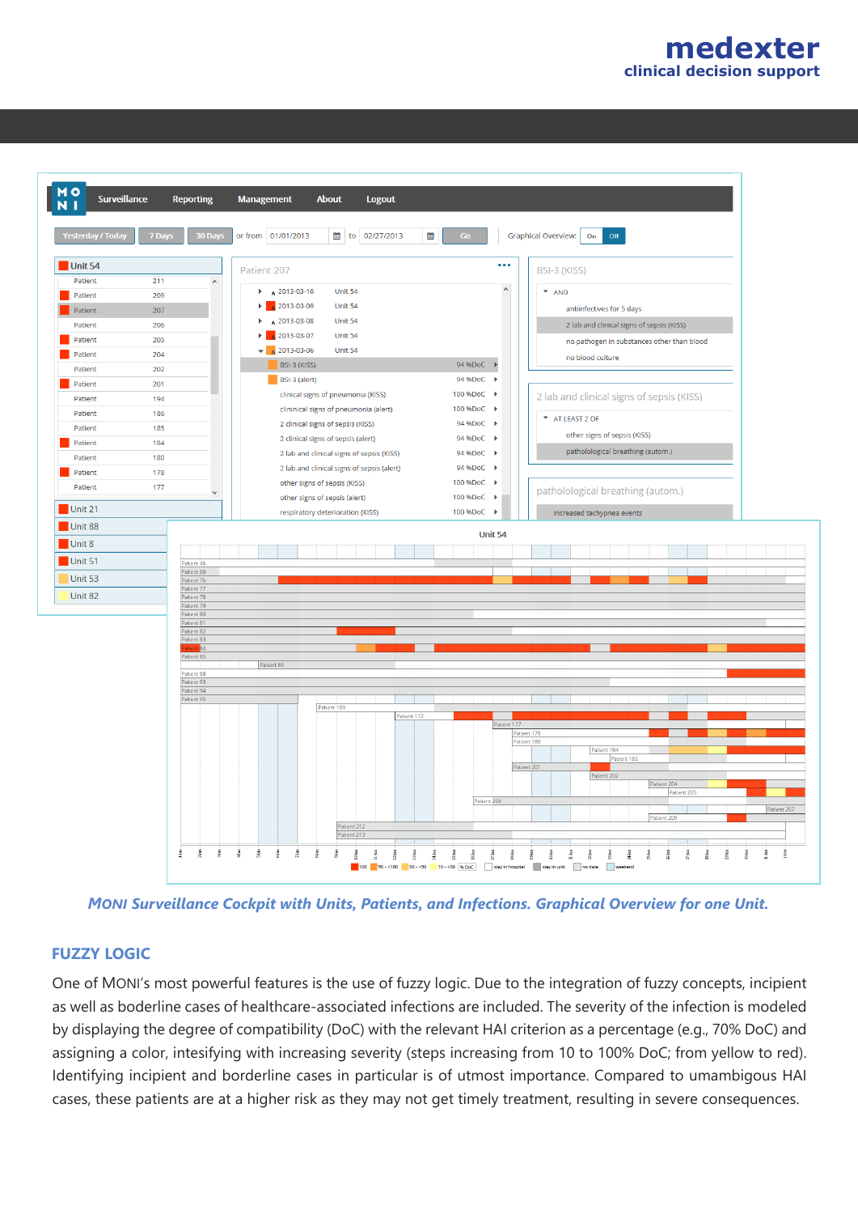*MONI Surveillance Cockpit with Units, Patients, and Infections. Graphical Overview for one Unit.*

## FUZZY LOGIC

One of MONI's most powerful features is the use of fuzzy logic. Due to the integration of fuzzy concepts, incipient as well as boderline cases of healthcare-associated infections are included. The severity of the infection is modeled by displaying the degree of compatibility (DoC) with the relevant HAI criterion as a percentage (e.g., 70% DoC) and assigning a color, intesifying with increasing severity (steps increasing from 10 to 100% DoC; from yellow to red). Identifying incipient and borderline cases in particular is of utmost importance. Compared to umambigous HAI cases, these patients are at a higher risk as they may not get timely treatment, resulting in severe consequences.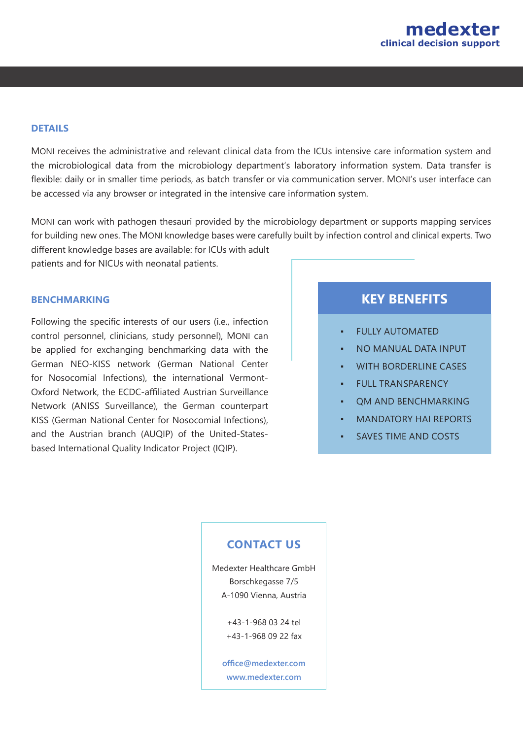## DETAILS

MONI receives the administrative and relevant clinical data from the ICUs intensive care information system and the microbiological data from the microbiology department's laboratory information system. Data transfer is flexible: daily or in smaller time periods, as batch transfer or via communication server. MONI's user interface can be accessed via any browser or integrated in the intensive care information system.

MONI can work with pathogen thesauri provided by the microbiology department or supports mapping services for building new ones. The MONI knowledge bases were carefully built by infection control and clinical experts. Two different knowledge bases are available: for ICUs with adult patients and for NICUs with neonatal patients.

## BENCHMARKING

Following the specific interests of our users (i.e., infection control personnel, clinicians, study personnel), MONI can be applied for exchanging benchmarking data with the German NEO-KISS network (German National Center for Nosocomial Infections), the international Vermont-Oxford Network, the ECDC-affiliated Austrian Surveillance Network (ANISS Surveillance), the German counterpart KISS (German National Center for Nosocomial Infections), and the Austrian branch (AUQIP) of the United-States-based International Quality Indicator Project (IQIP).

## KEY BENEFITS

- FULLY AUTOMATED
- NO MANUAL DATA INPUT
- WITH BORDERLINE CASES
- FULL TRANSPARENCY
- QM AND BENCHMARKING
- MANDATORY HAI REPORTS
- SAVES TIME AND COSTS

## CONTACT US

Medexter Healthcare GmbH
Borschkegasse 7/5
A-1090 Vienna, Austria

+43-1-968 03 24 tel
+43-1-968 09 22 fax

office@medexter.com
www.medexter.com